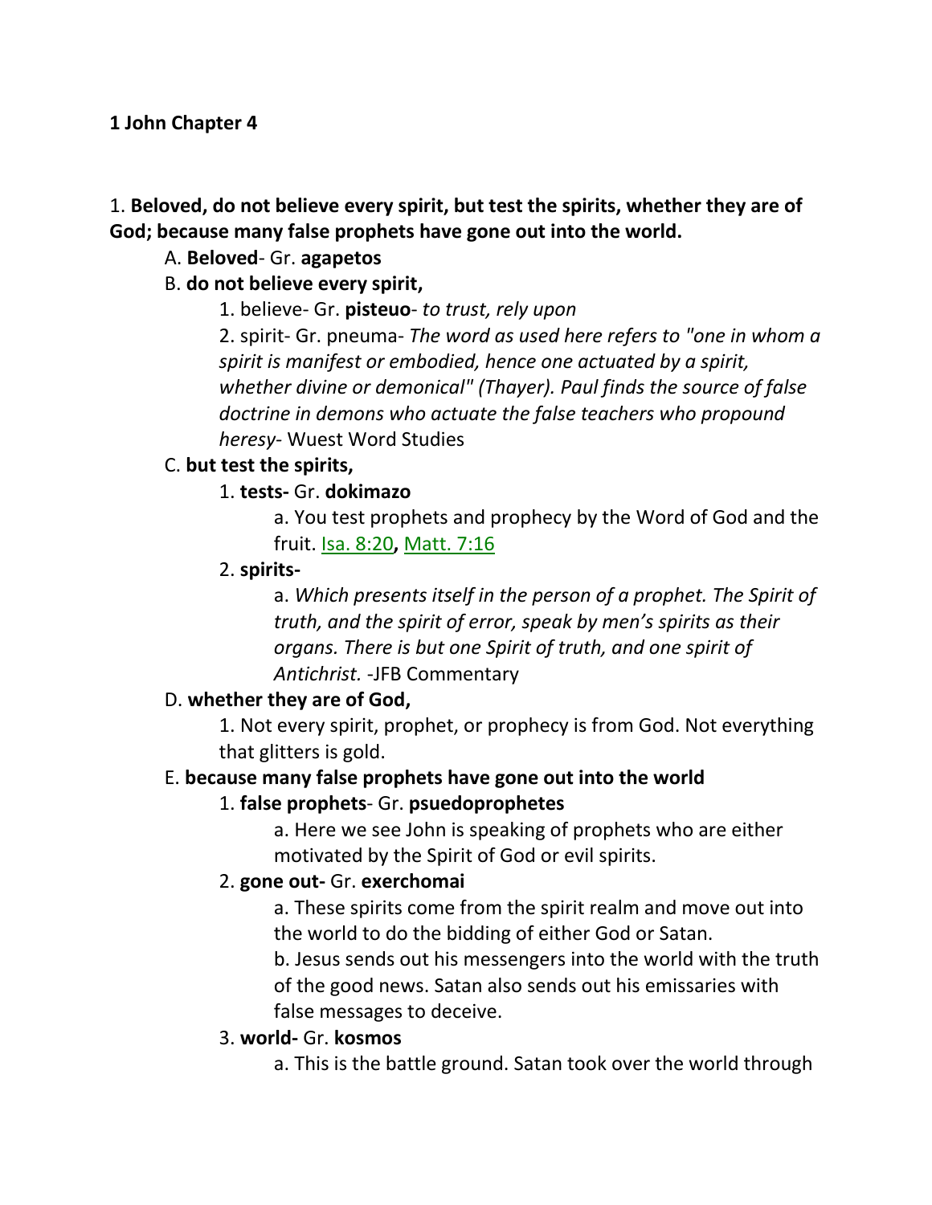**1 John Chapter 4**

1. **Beloved, do not believe every spirit, but test the spirits, whether they are of God; because many false prophets have gone out into the world.**

   A. **Beloved**- Gr. **agapetos**

   B. **do not believe every spirit,**

      1. believe- Gr. **pisteuo**- *to trust, rely upon*

      2. spirit- Gr. pneuma- *The word as used here refers to "one in whom a spirit is manifest or embodied, hence one actuated by a spirit, whether divine or demonical" (Thayer). Paul finds the source of false doctrine in demons who actuate the false teachers who propound heresy*- Wuest Word Studies

   C. **but test the spirits,**

      1. **tests-** Gr. **dokimazo**

         a. You test prophets and prophecy by the Word of God and the fruit. Isa. 8:20**,** Matt. 7:16

      2. **spirits-**

         a. *Which presents itself in the person of a prophet. The Spirit of truth, and the spirit of error, speak by men's spirits as their organs. There is but one Spirit of truth, and one spirit of Antichrist.* -JFB Commentary

   D. **whether they are of God,**

      1. Not every spirit, prophet, or prophecy is from God. Not everything that glitters is gold.

   E. **because many false prophets have gone out into the world**

      1. **false prophets**- Gr. **psuedoprophetes**

         a. Here we see John is speaking of prophets who are either motivated by the Spirit of God or evil spirits.

      2. **gone out-** Gr. **exerchomai**

         a. These spirits come from the spirit realm and move out into the world to do the bidding of either God or Satan.

         b. Jesus sends out his messengers into the world with the truth of the good news. Satan also sends out his emissaries with false messages to deceive.

      3. **world-** Gr. **kosmos**

         a. This is the battle ground. Satan took over the world through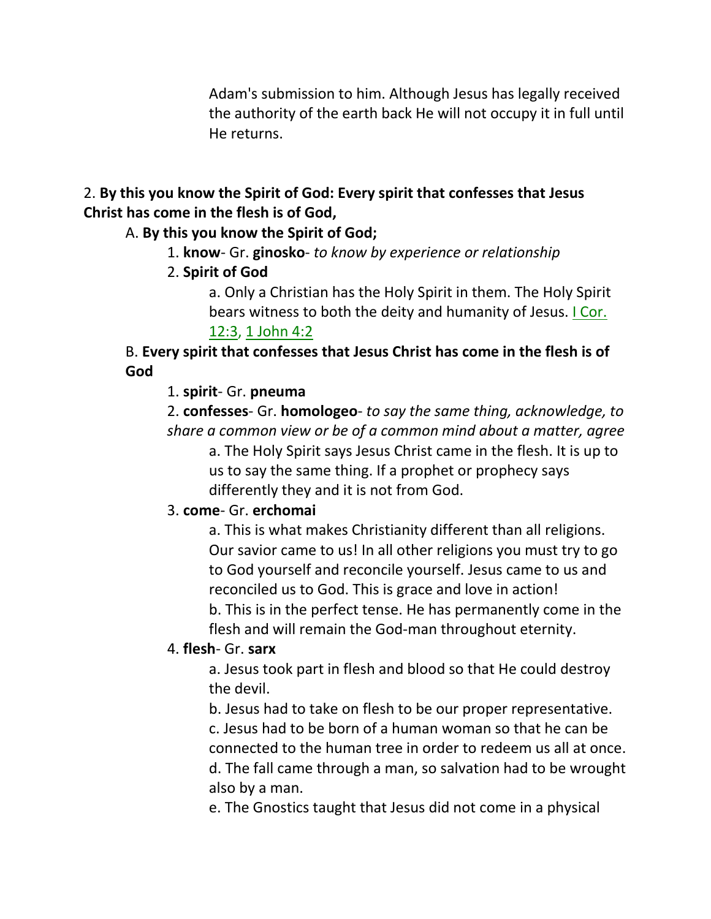Adam's submission to him. Although Jesus has legally received the authority of the earth back He will not occupy it in full until He returns.

2. **By this you know the Spirit of God: Every spirit that confesses that Jesus Christ has come in the flesh is of God,**

A. **By this you know the Spirit of God;**

1. **know**- Gr. **ginosko**- *to know by experience or relationship*

2. **Spirit of God**

a. Only a Christian has the Holy Spirit in them. The Holy Spirit bears witness to both the deity and humanity of Jesus. I Cor. 12:3, 1 John 4:2

B. **Every spirit that confesses that Jesus Christ has come in the flesh is of God**

1. **spirit**- Gr. **pneuma**

2. **confesses**- Gr. **homologeo**- *to say the same thing, acknowledge, to share a common view or be of a common mind about a matter, agree*

a. The Holy Spirit says Jesus Christ came in the flesh. It is up to us to say the same thing. If a prophet or prophecy says differently they and it is not from God.

3. **come**- Gr. **erchomai**

a. This is what makes Christianity different than all religions. Our savior came to us! In all other religions you must try to go to God yourself and reconcile yourself. Jesus came to us and reconciled us to God. This is grace and love in action!

b. This is in the perfect tense. He has permanently come in the flesh and will remain the God-man throughout eternity.

4. **flesh**- Gr. **sarx**

a. Jesus took part in flesh and blood so that He could destroy the devil.

b. Jesus had to take on flesh to be our proper representative.

c. Jesus had to be born of a human woman so that he can be connected to the human tree in order to redeem us all at once.

d. The fall came through a man, so salvation had to be wrought also by a man.

e. The Gnostics taught that Jesus did not come in a physical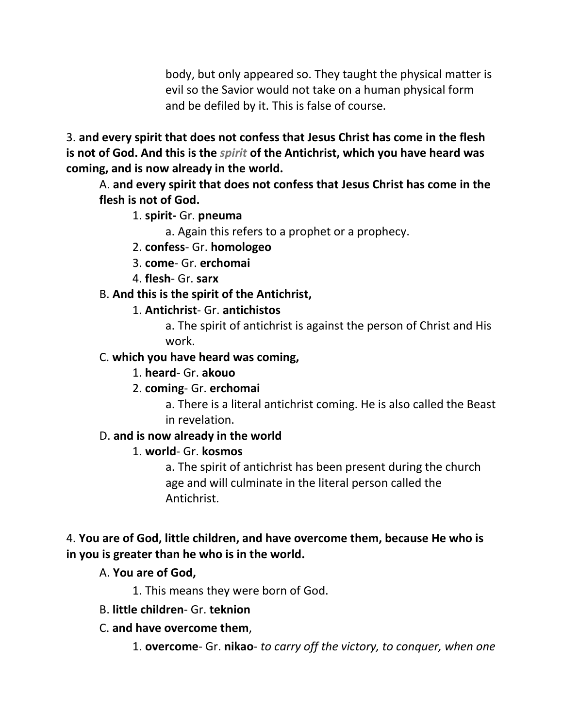body, but only appeared so. They taught the physical matter is evil so the Savior would not take on a human physical form and be defiled by it. This is false of course.

3. **and every spirit that does not confess that Jesus Christ has come in the flesh is not of God. And this is the *spirit* of the Antichrist, which you have heard was coming, and is now already in the world.**

A. **and every spirit that does not confess that Jesus Christ has come in the flesh is not of God.**

1. **spirit-** Gr. **pneuma**

a. Again this refers to a prophet or a prophecy.

2. **confess**- Gr. **homologeo**

3. **come**- Gr. **erchomai**

4. **flesh**- Gr. **sarx**

B. **And this is the spirit of the Antichrist,**

1. **Antichrist**- Gr. **antichistos**

a. The spirit of antichrist is against the person of Christ and His work.

C. **which you have heard was coming,**

1. **heard**- Gr. **akouo**

2. **coming**- Gr. **erchomai**

a. There is a literal antichrist coming. He is also called the Beast in revelation.

D. **and is now already in the world**

1. **world**- Gr. **kosmos**

a. The spirit of antichrist has been present during the church age and will culminate in the literal person called the Antichrist.

4. **You are of God, little children, and have overcome them, because He who is in you is greater than he who is in the world.**

A. **You are of God,**

1. This means they were born of God.

B. **little children**- Gr. **teknion**

C. **and have overcome them**,

1. **overcome**- Gr. **nikao**- *to carry off the victory, to conquer, when one*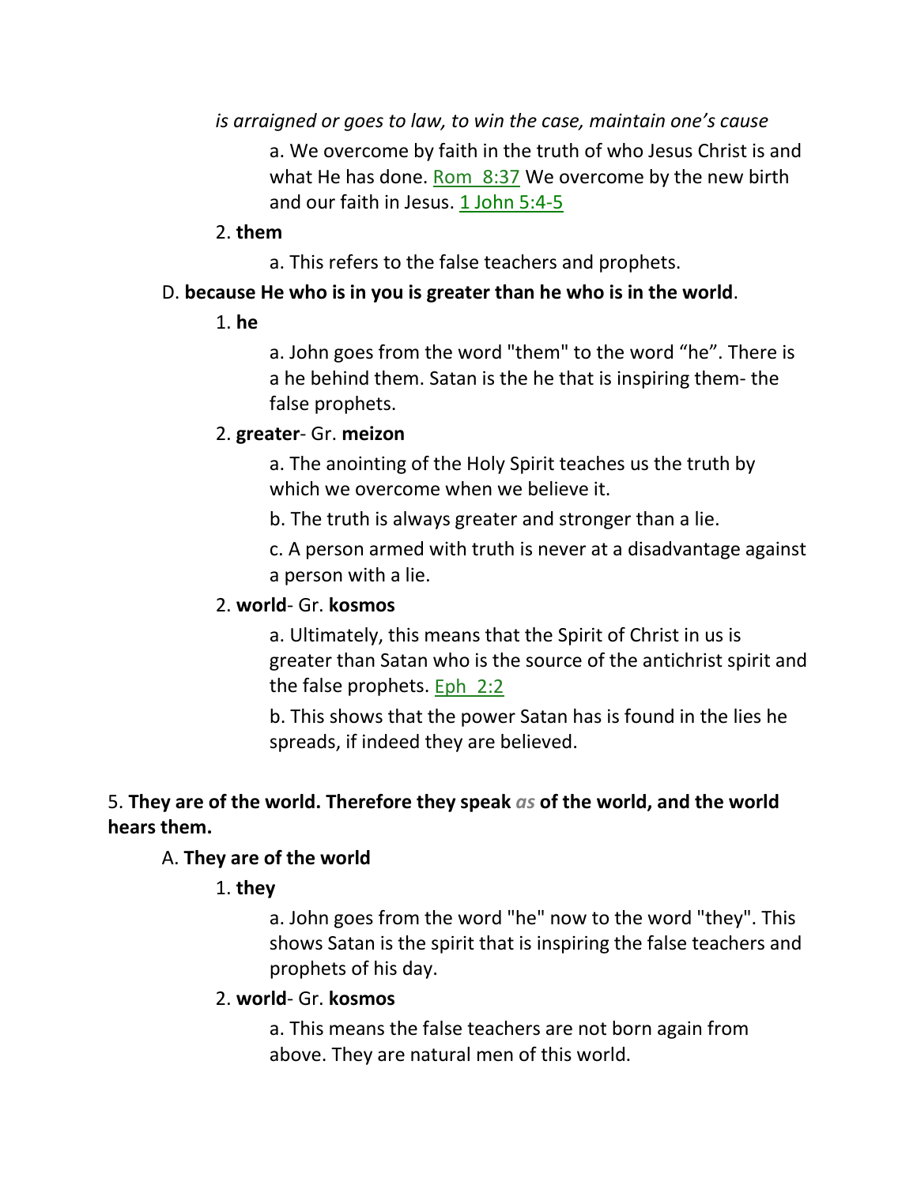*is arraigned or goes to law, to win the case, maintain one's cause*

a. We overcome by faith in the truth of who Jesus Christ is and what He has done. Rom 8:37 We overcome by the new birth and our faith in Jesus. 1 John 5:4-5

2. **them**

a. This refers to the false teachers and prophets.

D. **because He who is in you is greater than he who is in the world**.

1. **he**

a. John goes from the word "them" to the word "he". There is a he behind them. Satan is the he that is inspiring them- the false prophets.

2. **greater**- Gr. **meizon**

a. The anointing of the Holy Spirit teaches us the truth by which we overcome when we believe it.

b. The truth is always greater and stronger than a lie.

c. A person armed with truth is never at a disadvantage against a person with a lie.

2. **world**- Gr. **kosmos**

a. Ultimately, this means that the Spirit of Christ in us is greater than Satan who is the source of the antichrist spirit and the false prophets. Eph 2:2

b. This shows that the power Satan has is found in the lies he spreads, if indeed they are believed.

5. **They are of the world. Therefore they speak *as* of the world, and the world hears them.**

A. **They are of the world**

1. **they**

a. John goes from the word "he" now to the word "they". This shows Satan is the spirit that is inspiring the false teachers and prophets of his day.

2. **world**- Gr. **kosmos**

a. This means the false teachers are not born again from above. They are natural men of this world.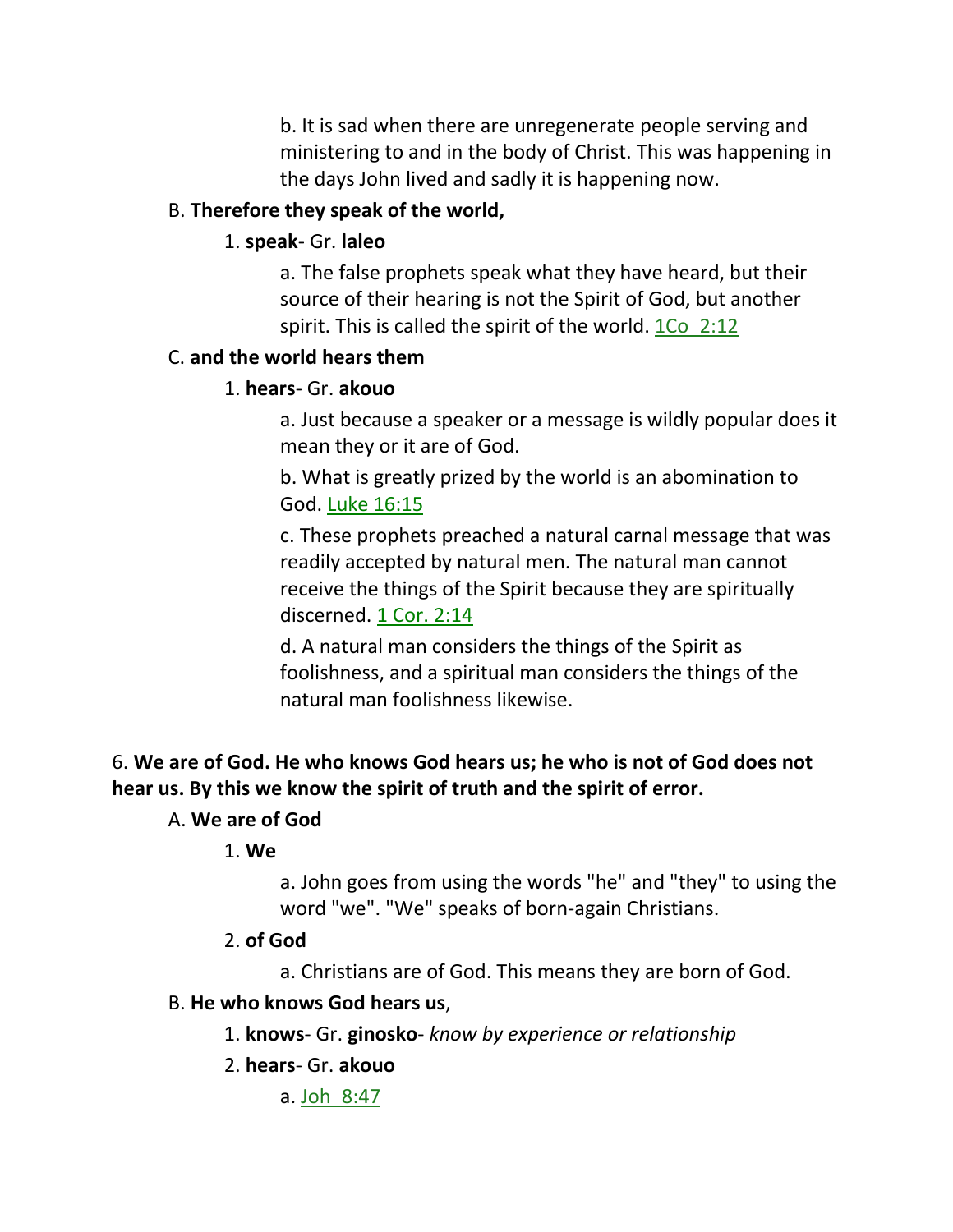b. It is sad when there are unregenerate people serving and ministering to and in the body of Christ. This was happening in the days John lived and sadly it is happening now.

B. **Therefore they speak of the world,**

1. **speak**- Gr. **laleo**

a. The false prophets speak what they have heard, but their source of their hearing is not the Spirit of God, but another spirit. This is called the spirit of the world. 1Co 2:12

C. **and the world hears them**

1. **hears**- Gr. **akouo**

a. Just because a speaker or a message is wildly popular does it mean they or it are of God.

b. What is greatly prized by the world is an abomination to God. Luke 16:15

c. These prophets preached a natural carnal message that was readily accepted by natural men. The natural man cannot receive the things of the Spirit because they are spiritually discerned. 1 Cor. 2:14

d. A natural man considers the things of the Spirit as foolishness, and a spiritual man considers the things of the natural man foolishness likewise.

6. **We are of God. He who knows God hears us; he who is not of God does not hear us. By this we know the spirit of truth and the spirit of error.**

A. **We are of God**

1. **We**

a. John goes from using the words "he" and "they" to using the word "we". "We" speaks of born-again Christians.

2. **of God**

a. Christians are of God. This means they are born of God.

B. **He who knows God hears us**,

1. **knows**- Gr. **ginosko**- *know by experience or relationship*

2. **hears**- Gr. **akouo**

a. Joh 8:47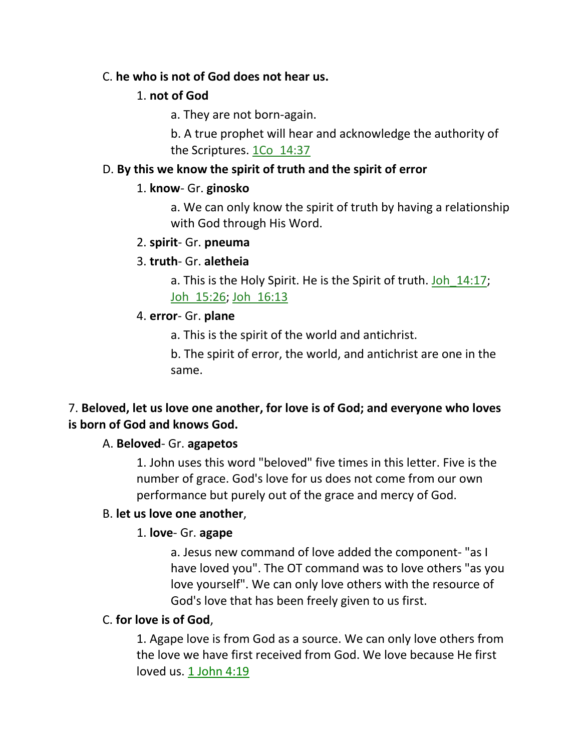C. **he who is not of God does not hear us.**

1. **not of God**

a. They are not born-again.

b. A true prophet will hear and acknowledge the authority of the Scriptures. 1Co_14:37

D. **By this we know the spirit of truth and the spirit of error**

1. **know**- Gr. **ginosko**

a. We can only know the spirit of truth by having a relationship with God through His Word.

2. **spirit**- Gr. **pneuma**

3. **truth**- Gr. **aletheia**

a. This is the Holy Spirit. He is the Spirit of truth. Joh_14:17; Joh_15:26; Joh_16:13

4. **error**- Gr. **plane**

a. This is the spirit of the world and antichrist.

b. The spirit of error, the world, and antichrist are one in the same.

7. **Beloved, let us love one another, for love is of God; and everyone who loves is born of God and knows God.**

A. **Beloved**- Gr. **agapetos**

1. John uses this word "beloved" five times in this letter. Five is the number of grace. God's love for us does not come from our own performance but purely out of the grace and mercy of God.

B. **let us love one another**,

1. **love**- Gr. **agape**

a. Jesus new command of love added the component- "as I have loved you". The OT command was to love others "as you love yourself". We can only love others with the resource of God's love that has been freely given to us first.

C. **for love is of God**,

1. Agape love is from God as a source. We can only love others from the love we have first received from God. We love because He first loved us. 1 John 4:19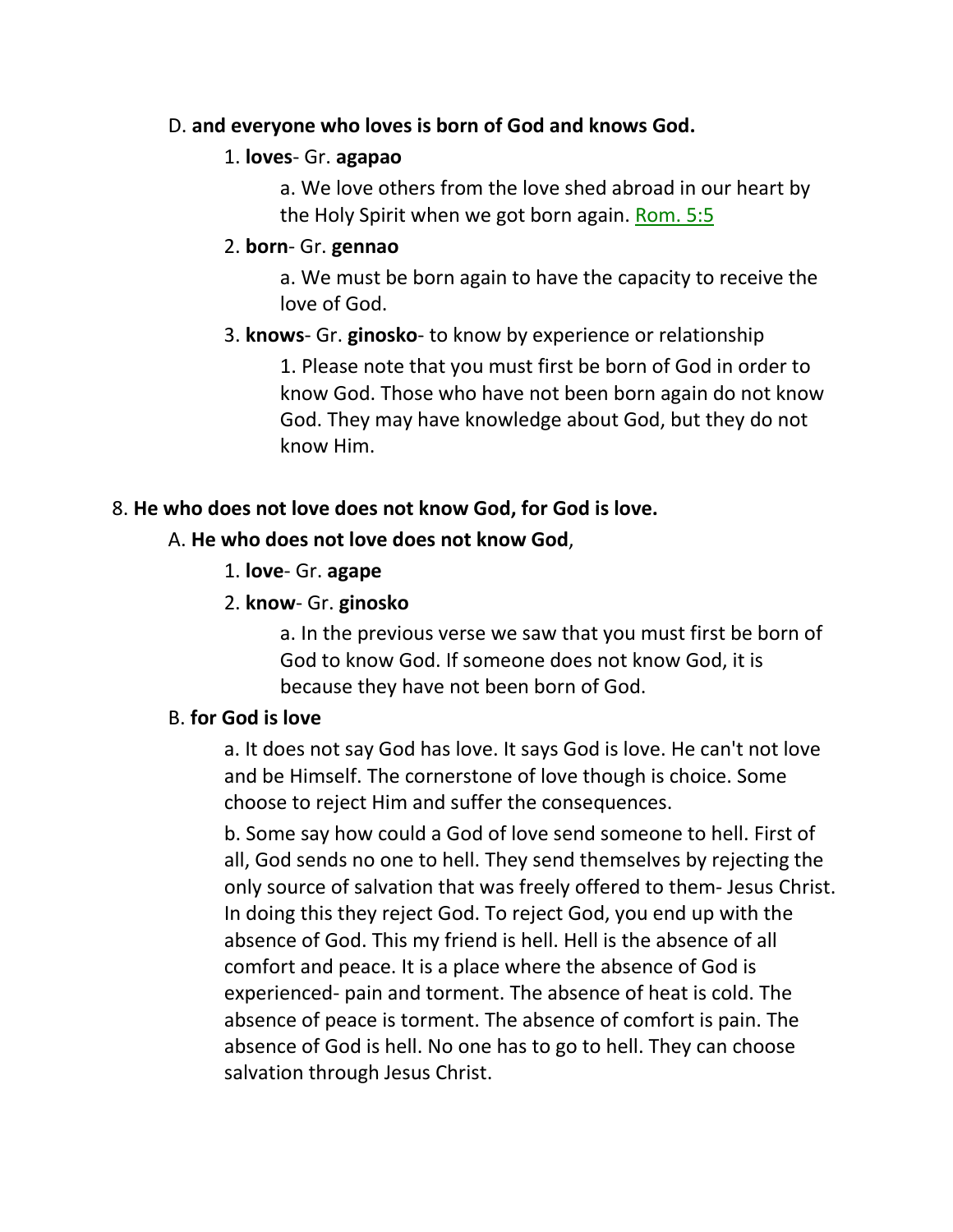D. **and everyone who loves is born of God and knows God.**

1. **loves**- Gr. **agapao**

   a. We love others from the love shed abroad in our heart by the Holy Spirit when we got born again. Rom. 5:5

2. **born**- Gr. **gennao**

   a. We must be born again to have the capacity to receive the love of God.

3. **knows**- Gr. **ginosko**- to know by experience or relationship

   1. Please note that you must first be born of God in order to know God. Those who have not been born again do not know God. They may have knowledge about God, but they do not know Him.

8. **He who does not love does not know God, for God is love.**

A. **He who does not love does not know God**,

1. **love**- Gr. **agape**

2. **know**- Gr. **ginosko**

   a. In the previous verse we saw that you must first be born of God to know God. If someone does not know God, it is because they have not been born of God.

B. **for God is love**

a. It does not say God has love. It says God is love. He can't not love and be Himself. The cornerstone of love though is choice. Some choose to reject Him and suffer the consequences.

b. Some say how could a God of love send someone to hell. First of all, God sends no one to hell. They send themselves by rejecting the only source of salvation that was freely offered to them- Jesus Christ. In doing this they reject God. To reject God, you end up with the absence of God. This my friend is hell. Hell is the absence of all comfort and peace. It is a place where the absence of God is experienced- pain and torment. The absence of heat is cold. The absence of peace is torment. The absence of comfort is pain. The absence of God is hell. No one has to go to hell. They can choose salvation through Jesus Christ.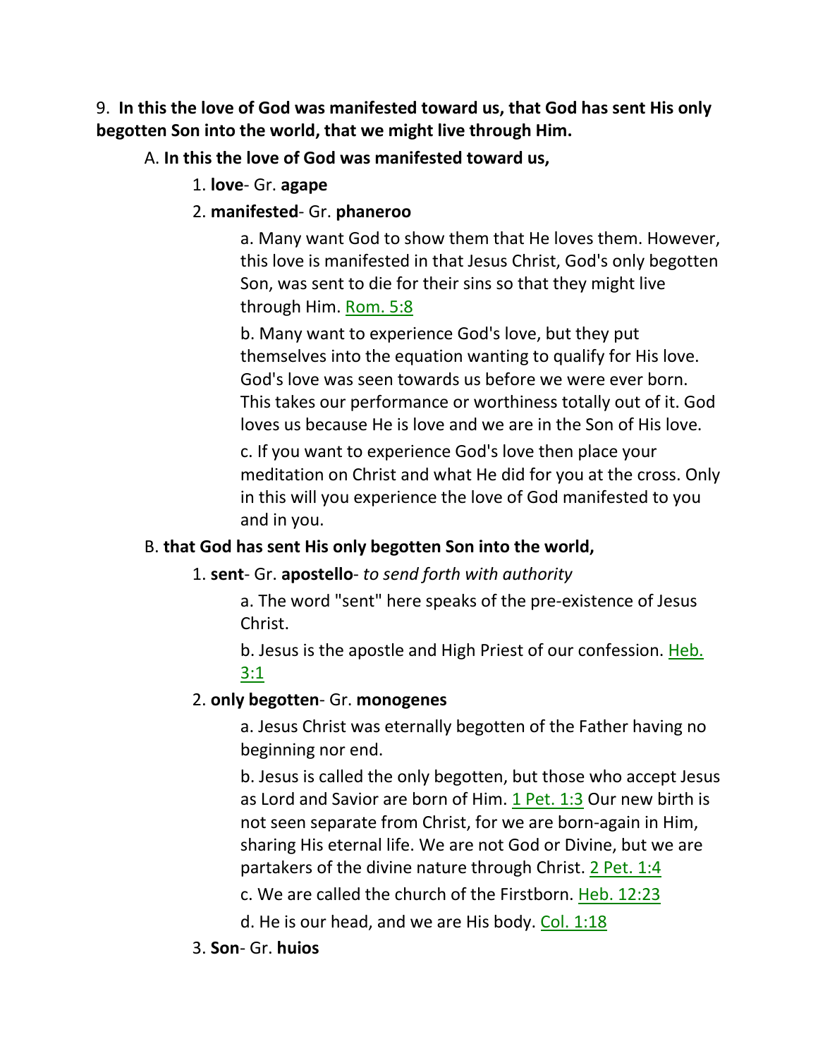9. **In this the love of God was manifested toward us, that God has sent His only begotten Son into the world, that we might live through Him.**

A. **In this the love of God was manifested toward us,**

1. **love**- Gr. **agape**

2. **manifested**- Gr. **phaneroo**

a. Many want God to show them that He loves them. However, this love is manifested in that Jesus Christ, God's only begotten Son, was sent to die for their sins so that they might live through Him. Rom. 5:8

b. Many want to experience God's love, but they put themselves into the equation wanting to qualify for His love. God's love was seen towards us before we were ever born. This takes our performance or worthiness totally out of it. God loves us because He is love and we are in the Son of His love.

c. If you want to experience God's love then place your meditation on Christ and what He did for you at the cross. Only in this will you experience the love of God manifested to you and in you.

B. **that God has sent His only begotten Son into the world,**

1. **sent**- Gr. **apostello**- *to send forth with authority*

a. The word "sent" here speaks of the pre-existence of Jesus Christ.

b. Jesus is the apostle and High Priest of our confession. Heb. 3:1

2. **only begotten**- Gr. **monogenes**

a. Jesus Christ was eternally begotten of the Father having no beginning nor end.

b. Jesus is called the only begotten, but those who accept Jesus as Lord and Savior are born of Him. 1 Pet. 1:3 Our new birth is not seen separate from Christ, for we are born-again in Him, sharing His eternal life. We are not God or Divine, but we are partakers of the divine nature through Christ. 2 Pet. 1:4

c. We are called the church of the Firstborn. Heb. 12:23

d. He is our head, and we are His body. Col. 1:18

3. **Son**- Gr. **huios**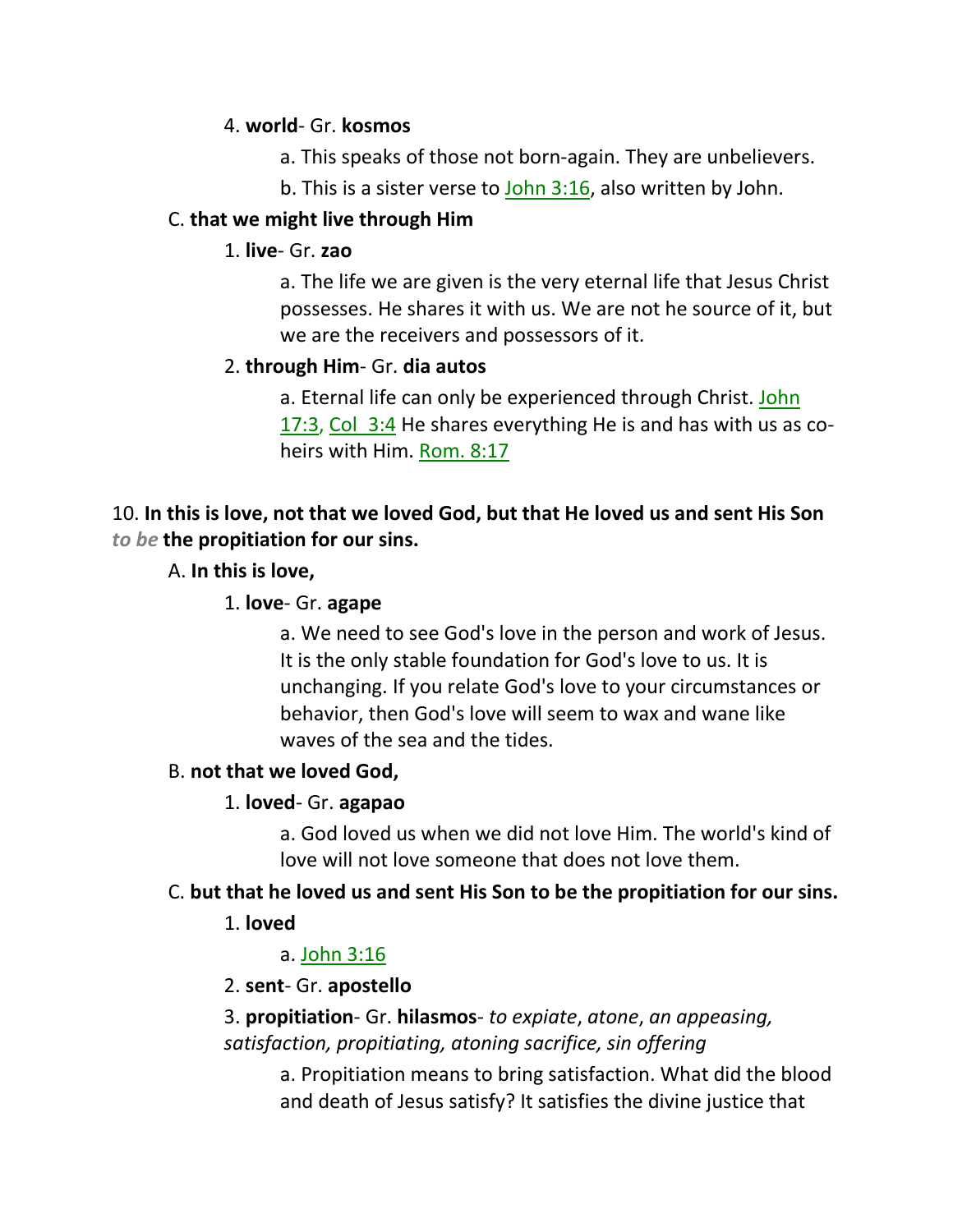4. **world**- Gr. **kosmos**

a. This speaks of those not born-again. They are unbelievers.

b. This is a sister verse to John 3:16, also written by John.

C. **that we might live through Him**

1. **live**- Gr. **zao**

a. The life we are given is the very eternal life that Jesus Christ possesses. He shares it with us. We are not he source of it, but we are the receivers and possessors of it.

2. **through Him**- Gr. **dia autos**

a. Eternal life can only be experienced through Christ. John 17:3, Col 3:4 He shares everything He is and has with us as co-heirs with Him. Rom. 8:17

10. **In this is love, not that we loved God, but that He loved us and sent His Son *to be* the propitiation for our sins.**

A. **In this is love,**

1. **love**- Gr. **agape**

a. We need to see God's love in the person and work of Jesus. It is the only stable foundation for God's love to us. It is unchanging. If you relate God's love to your circumstances or behavior, then God's love will seem to wax and wane like waves of the sea and the tides.

B. **not that we loved God,**

1. **loved**- Gr. **agapao**

a. God loved us when we did not love Him. The world's kind of love will not love someone that does not love them.

C. **but that he loved us and sent His Son to be the propitiation for our sins.**

1. **loved**

a. John 3:16

2. **sent**- Gr. **apostello**

3. **propitiation**- Gr. **hilasmos**- *to expiate*, *atone*, *an appeasing, satisfaction, propitiating, atoning sacrifice, sin offering*

a. Propitiation means to bring satisfaction. What did the blood and death of Jesus satisfy? It satisfies the divine justice that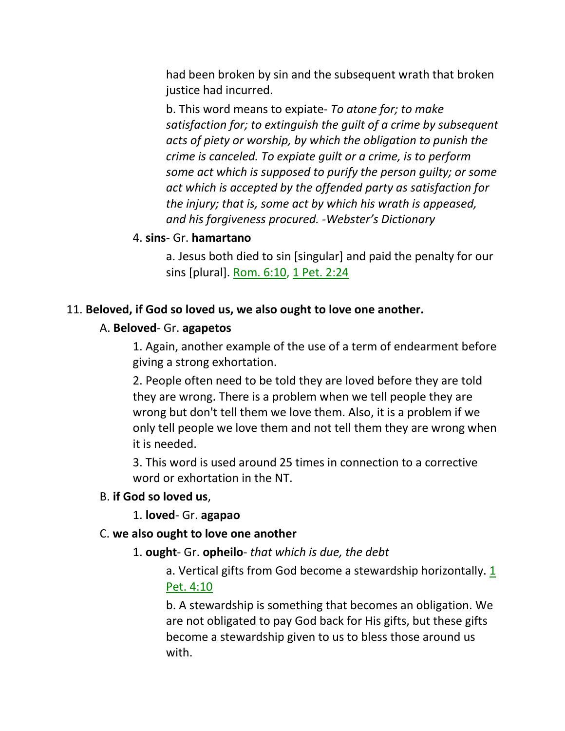had been broken by sin and the subsequent wrath that broken justice had incurred.

b. This word means to expiate- *To atone for; to make satisfaction for; to extinguish the guilt of a crime by subsequent acts of piety or worship, by which the obligation to punish the crime is canceled. To expiate guilt or a crime, is to perform some act which is supposed to purify the person guilty; or some act which is accepted by the offended party as satisfaction for the injury; that is, some act by which his wrath is appeased, and his forgiveness procured. -Webster's Dictionary*

4. **sins**- Gr. **hamartano**

a. Jesus both died to sin [singular] and paid the penalty for our sins [plural]. Rom. 6:10, 1 Pet. 2:24

11. **Beloved, if God so loved us, we also ought to love one another.**

A. **Beloved**- Gr. **agapetos**

1. Again, another example of the use of a term of endearment before giving a strong exhortation.

2. People often need to be told they are loved before they are told they are wrong. There is a problem when we tell people they are wrong but don't tell them we love them. Also, it is a problem if we only tell people we love them and not tell them they are wrong when it is needed.

3. This word is used around 25 times in connection to a corrective word or exhortation in the NT.

B. **if God so loved us**,

1. **loved**- Gr. **agapao**

C. **we also ought to love one another**

1. **ought**- Gr. **opheilo**- *that which is due, the debt*

a. Vertical gifts from God become a stewardship horizontally. 1 Pet. 4:10

b. A stewardship is something that becomes an obligation. We are not obligated to pay God back for His gifts, but these gifts become a stewardship given to us to bless those around us with.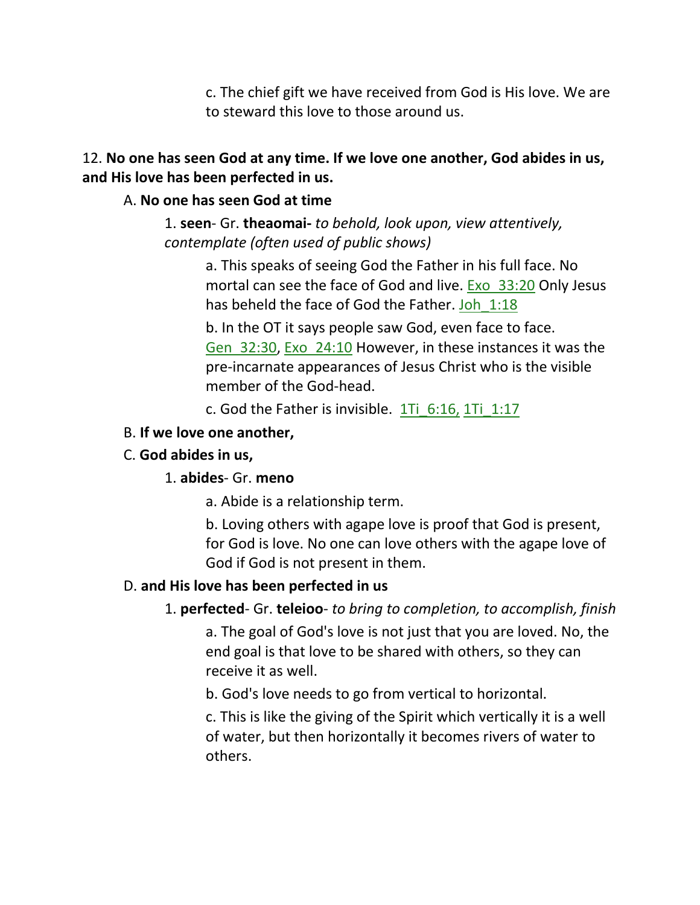c. The chief gift we have received from God is His love. We are to steward this love to those around us.

12. **No one has seen God at any time. If we love one another, God abides in us, and His love has been perfected in us.**

A. **No one has seen God at time**

1. **seen**- Gr. **theaomai-** *to behold, look upon, view attentively, contemplate (often used of public shows)*

a. This speaks of seeing God the Father in his full face. No mortal can see the face of God and live. Exo_33:20 Only Jesus has beheld the face of God the Father. Joh_1:18

b. In the OT it says people saw God, even face to face. Gen_32:30, Exo_24:10 However, in these instances it was the pre-incarnate appearances of Jesus Christ who is the visible member of the God-head.

c. God the Father is invisible. 1Ti_6:16, 1Ti_1:17

B. **If we love one another,**

C. **God abides in us,**

1. **abides**- Gr. **meno**

a. Abide is a relationship term.

b. Loving others with agape love is proof that God is present, for God is love. No one can love others with the agape love of God if God is not present in them.

D. **and His love has been perfected in us**

1. **perfected**- Gr. **teleioo**- *to bring to completion, to accomplish, finish*

a. The goal of God's love is not just that you are loved. No, the end goal is that love to be shared with others, so they can receive it as well.

b. God's love needs to go from vertical to horizontal.

c. This is like the giving of the Spirit which vertically it is a well of water, but then horizontally it becomes rivers of water to others.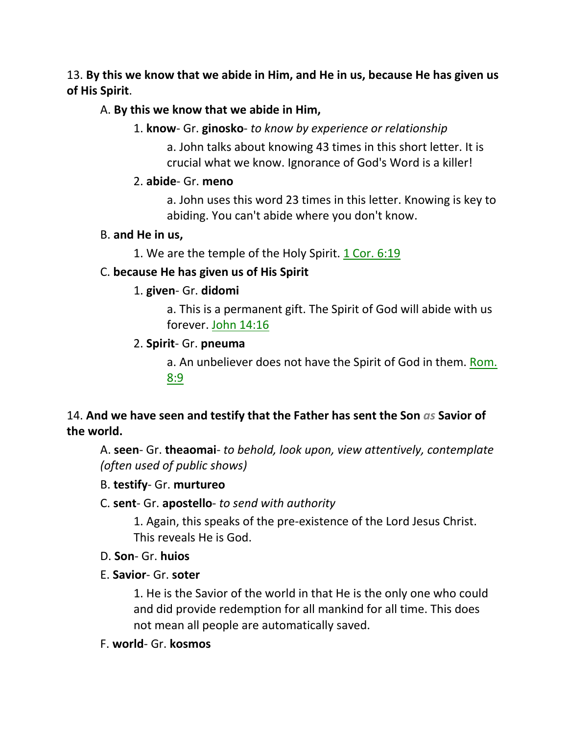13. **By this we know that we abide in Him, and He in us, because He has given us of His Spirit**.

A. **By this we know that we abide in Him,**

1. **know**- Gr. **ginosko**- *to know by experience or relationship*

a. John talks about knowing 43 times in this short letter. It is crucial what we know. Ignorance of God's Word is a killer!

2. **abide**- Gr. **meno**

a. John uses this word 23 times in this letter. Knowing is key to abiding. You can't abide where you don't know.

B. **and He in us,**

1. We are the temple of the Holy Spirit. 1 Cor. 6:19

C. **because He has given us of His Spirit**

1. **given**- Gr. **didomi**

a. This is a permanent gift. The Spirit of God will abide with us forever. John 14:16

2. **Spirit**- Gr. **pneuma**

a. An unbeliever does not have the Spirit of God in them. Rom. 8:9

14. **And we have seen and testify that the Father has sent the Son** *as* **Savior of the world.**

A. **seen**- Gr. **theaomai**- *to behold, look upon, view attentively, contemplate (often used of public shows)*

B. **testify**- Gr. **murtureo**

C. **sent**- Gr. **apostello**- *to send with authority*

1. Again, this speaks of the pre-existence of the Lord Jesus Christ. This reveals He is God.

D. **Son**- Gr. **huios**

E. **Savior**- Gr. **soter**

1. He is the Savior of the world in that He is the only one who could and did provide redemption for all mankind for all time. This does not mean all people are automatically saved.

F. **world**- Gr. **kosmos**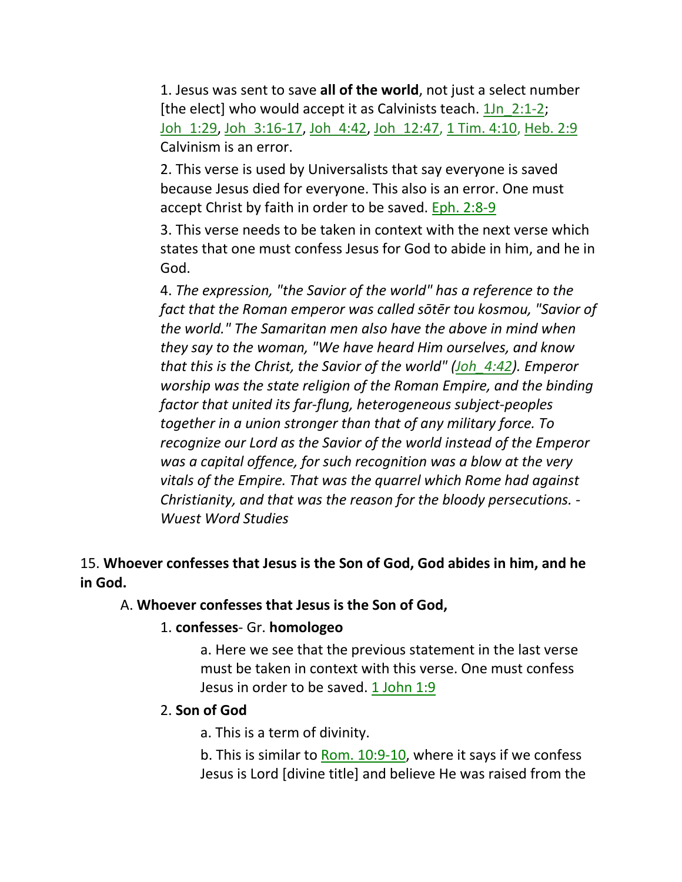1. Jesus was sent to save **all of the world**, not just a select number [the elect] who would accept it as Calvinists teach. 1Jn_2:1-2; Joh_1:29, Joh_3:16-17, Joh_4:42, Joh_12:47, 1 Tim. 4:10, Heb. 2:9 Calvinism is an error.

2. This verse is used by Universalists that say everyone is saved because Jesus died for everyone. This also is an error. One must accept Christ by faith in order to be saved. Eph. 2:8-9

3. This verse needs to be taken in context with the next verse which states that one must confess Jesus for God to abide in him, and he in God.

4. *The expression, "the Savior of the world" has a reference to the fact that the Roman emperor was called sōtēr tou kosmou, "Savior of the world." The Samaritan men also have the above in mind when they say to the woman, "We have heard Him ourselves, and know that this is the Christ, the Savior of the world" (Joh_4:42). Emperor worship was the state religion of the Roman Empire, and the binding factor that united its far-flung, heterogeneous subject-peoples together in a union stronger than that of any military force. To recognize our Lord as the Savior of the world instead of the Emperor was a capital offence, for such recognition was a blow at the very vitals of the Empire. That was the quarrel which Rome had against Christianity, and that was the reason for the bloody persecutions. - Wuest Word Studies*

15. **Whoever confesses that Jesus is the Son of God, God abides in him, and he in God.**

A. **Whoever confesses that Jesus is the Son of God,**

1. **confesses**- Gr. **homologeo**

a. Here we see that the previous statement in the last verse must be taken in context with this verse. One must confess Jesus in order to be saved. 1 John 1:9

2. **Son of God**

a. This is a term of divinity.

b. This is similar to Rom. 10:9-10, where it says if we confess Jesus is Lord [divine title] and believe He was raised from the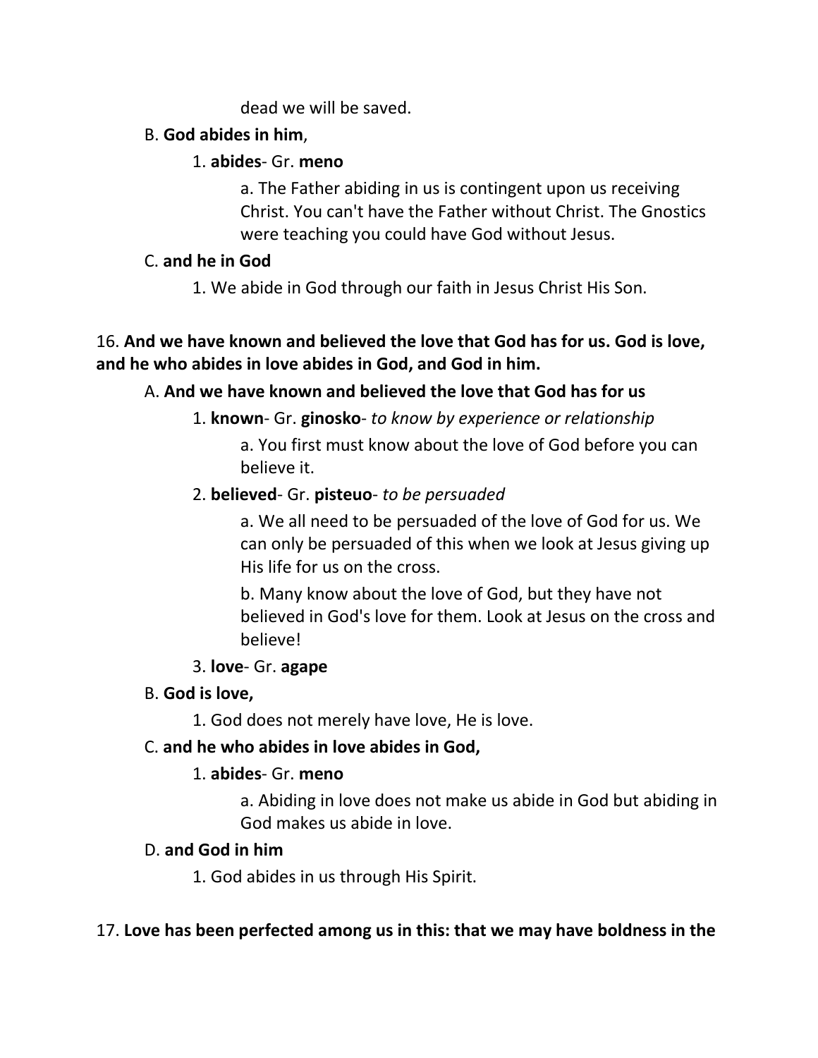dead we will be saved.

B. **God abides in him**,

1. **abides**- Gr. **meno**

a. The Father abiding in us is contingent upon us receiving Christ. You can't have the Father without Christ. The Gnostics were teaching you could have God without Jesus.

C. **and he in God**

1. We abide in God through our faith in Jesus Christ His Son.

16. **And we have known and believed the love that God has for us. God is love, and he who abides in love abides in God, and God in him.**

A. **And we have known and believed the love that God has for us**

1. **known**- Gr. **ginosko**- *to know by experience or relationship*

a. You first must know about the love of God before you can believe it.

2. **believed**- Gr. **pisteuo**- *to be persuaded*

a. We all need to be persuaded of the love of God for us. We can only be persuaded of this when we look at Jesus giving up His life for us on the cross.

b. Many know about the love of God, but they have not believed in God's love for them. Look at Jesus on the cross and believe!

3. **love**- Gr. **agape**

B. **God is love,**

1. God does not merely have love, He is love.

C. **and he who abides in love abides in God,**

1. **abides**- Gr. **meno**

a. Abiding in love does not make us abide in God but abiding in God makes us abide in love.

D. **and God in him**

1. God abides in us through His Spirit.

17. **Love has been perfected among us in this: that we may have boldness in the**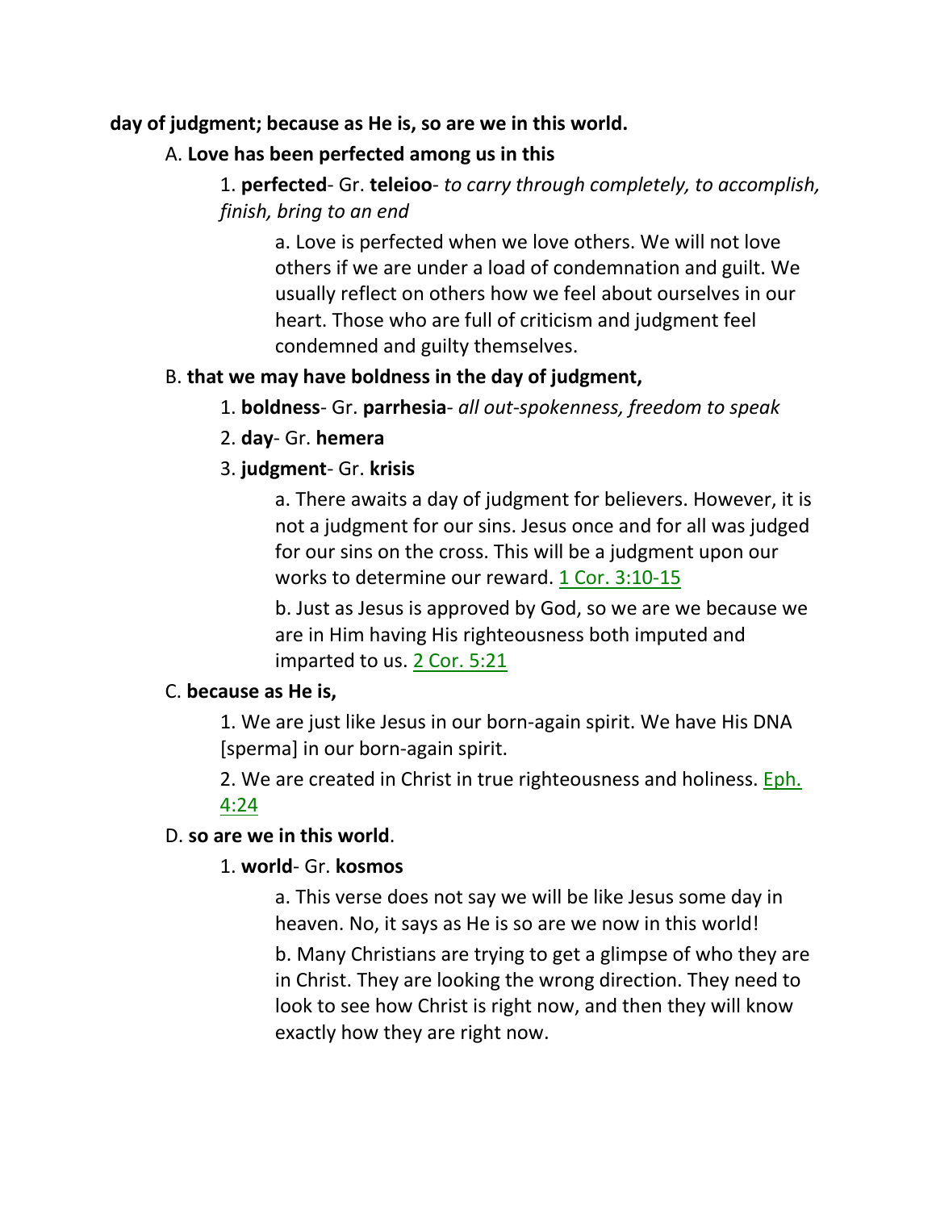**day of judgment; because as He is, so are we in this world.**

A. **Love has been perfected among us in this**

1. **perfected**- Gr. **teleioo**- *to carry through completely, to accomplish, finish, bring to an end*

a. Love is perfected when we love others. We will not love others if we are under a load of condemnation and guilt. We usually reflect on others how we feel about ourselves in our heart. Those who are full of criticism and judgment feel condemned and guilty themselves.

B. **that we may have boldness in the day of judgment,**

1. **boldness**- Gr. **parrhesia**- *all out-spokenness, freedom to speak*

2. **day**- Gr. **hemera**

3. **judgment**- Gr. **krisis**

a. There awaits a day of judgment for believers. However, it is not a judgment for our sins. Jesus once and for all was judged for our sins on the cross. This will be a judgment upon our works to determine our reward. 1 Cor. 3:10-15

b. Just as Jesus is approved by God, so we are we because we are in Him having His righteousness both imputed and imparted to us. 2 Cor. 5:21

C. **because as He is,**

1. We are just like Jesus in our born-again spirit. We have His DNA [sperma] in our born-again spirit.

2. We are created in Christ in true righteousness and holiness. Eph. 4:24

D. **so are we in this world**.

1. **world**- Gr. **kosmos**

a. This verse does not say we will be like Jesus some day in heaven. No, it says as He is so are we now in this world!

b. Many Christians are trying to get a glimpse of who they are in Christ. They are looking the wrong direction. They need to look to see how Christ is right now, and then they will know exactly how they are right now.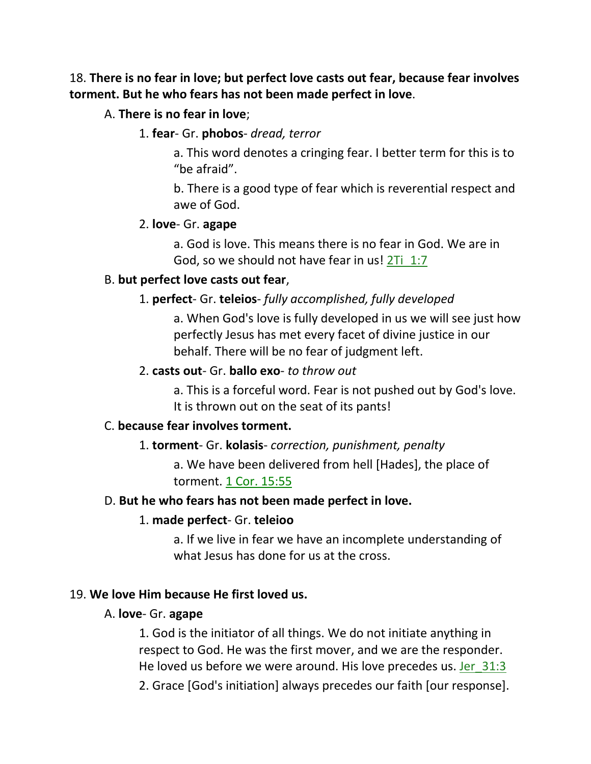18. **There is no fear in love; but perfect love casts out fear, because fear involves torment. But he who fears has not been made perfect in love**.

A. **There is no fear in love**;

1. **fear**- Gr. **phobos**- *dread, terror*

a. This word denotes a cringing fear. I better term for this is to "be afraid".

b. There is a good type of fear which is reverential respect and awe of God.

2. **love**- Gr. **agape**

a. God is love. This means there is no fear in God. We are in God, so we should not have fear in us! 2Ti_1:7

B. **but perfect love casts out fear**,

1. **perfect**- Gr. **teleios**- *fully accomplished, fully developed*

a. When God's love is fully developed in us we will see just how perfectly Jesus has met every facet of divine justice in our behalf. There will be no fear of judgment left.

2. **casts out**- Gr. **ballo exo**- *to throw out*

a. This is a forceful word. Fear is not pushed out by God's love. It is thrown out on the seat of its pants!

C. **because fear involves torment.**

1. **torment**- Gr. **kolasis**- *correction, punishment, penalty*

a. We have been delivered from hell [Hades], the place of torment. 1 Cor. 15:55

D. **But he who fears has not been made perfect in love.**

1. **made perfect**- Gr. **teleioo**

a. If we live in fear we have an incomplete understanding of what Jesus has done for us at the cross.

19. **We love Him because He first loved us.**

A. **love**- Gr. **agape**

1. God is the initiator of all things. We do not initiate anything in respect to God. He was the first mover, and we are the responder. He loved us before we were around. His love precedes us. Jer_31:3

2. Grace [God's initiation] always precedes our faith [our response].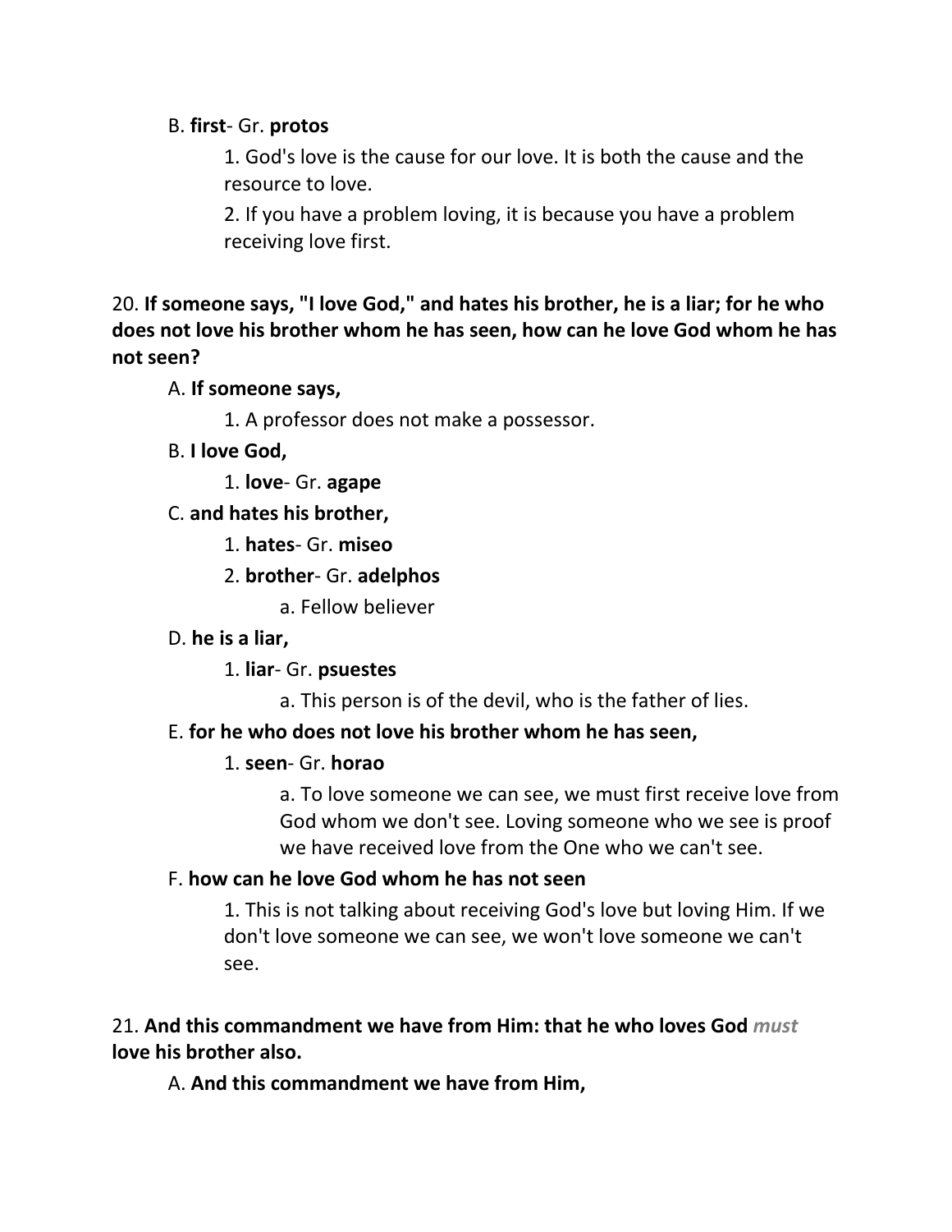B. **first**- Gr. **protos**

1. God's love is the cause for our love. It is both the cause and the resource to love.

2. If you have a problem loving, it is because you have a problem receiving love first.

20. **If someone says, "I love God," and hates his brother, he is a liar; for he who does not love his brother whom he has seen, how can he love God whom he has not seen?**

A. **If someone says,**

1. A professor does not make a possessor.

B. **I love God,**

1. **love**- Gr. **agape**

C. **and hates his brother,**

1. **hates**- Gr. **miseo**

2. **brother**- Gr. **adelphos**

a. Fellow believer

D. **he is a liar,**

1. **liar**- Gr. **psuestes**

a. This person is of the devil, who is the father of lies.

E. **for he who does not love his brother whom he has seen,**

1. **seen**- Gr. **horao**

a. To love someone we can see, we must first receive love from God whom we don't see. Loving someone who we see is proof we have received love from the One who we can't see.

F. **how can he love God whom he has not seen**

1. This is not talking about receiving God's love but loving Him. If we don't love someone we can see, we won't love someone we can't see.

21. **And this commandment we have from Him: that he who loves God *must* love his brother also.**

A. **And this commandment we have from Him,**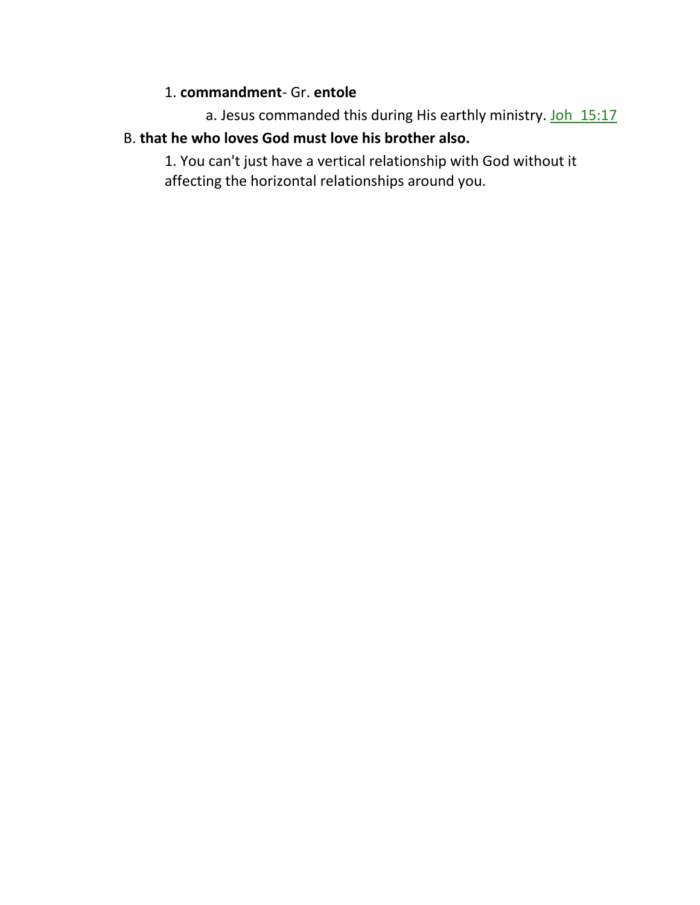1. **commandment**- Gr. **entole**

    a. Jesus commanded this during His earthly ministry. Joh 15:17

B. **that he who loves God must love his brother also.**

1. You can't just have a vertical relationship with God without it affecting the horizontal relationships around you.